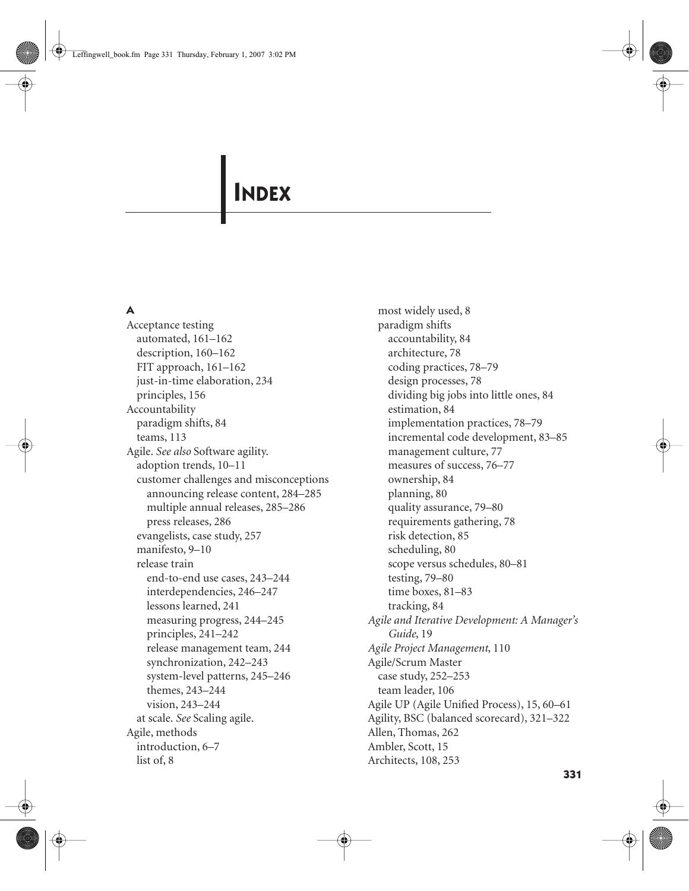# Index

## A

Acceptance testing
- automated, 161–162
- description, 160–162
- FIT approach, 161–162
- just-in-time elaboration, 234
- principles, 156

Accountability
- paradigm shifts, 84
- teams, 113

Agile. *See also* Software agility.
- adoption trends, 10–11
- customer challenges and misconceptions
  - announcing release content, 284–285
  - multiple annual releases, 285–286
  - press releases, 286
- evangelists, case study, 257
- manifesto, 9–10
- release train
  - end-to-end use cases, 243–244
  - interdependencies, 246–247
  - lessons learned, 241
  - measuring progress, 244–245
  - principles, 241–242
  - release management team, 244
  - synchronization, 242–243
  - system-level patterns, 245–246
  - themes, 243–244
  - vision, 243–244
- at scale. *See* Scaling agile.

Agile, methods
- introduction, 6–7
- list of, 8
- most widely used, 8
- paradigm shifts
  - accountability, 84
  - architecture, 78
  - coding practices, 78–79
  - design processes, 78
  - dividing big jobs into little ones, 84
  - estimation, 84
  - implementation practices, 78–79
  - incremental code development, 83–85
  - management culture, 77
  - measures of success, 76–77
  - ownership, 84
  - planning, 80
  - quality assurance, 79–80
  - requirements gathering, 78
  - risk detection, 85
  - scheduling, 80
  - scope versus schedules, 80–81
  - testing, 79–80
  - time boxes, 81–83
  - tracking, 84

*Agile and Iterative Development: A Manager's Guide*, 19

*Agile Project Management*, 110

Agile/Scrum Master
- case study, 252–253
- team leader, 106

Agile UP (Agile Unified Process), 15, 60–61

Agility, BSC (balanced scorecard), 321–322

Allen, Thomas, 262

Ambler, Scott, 15

Architects, 108, 253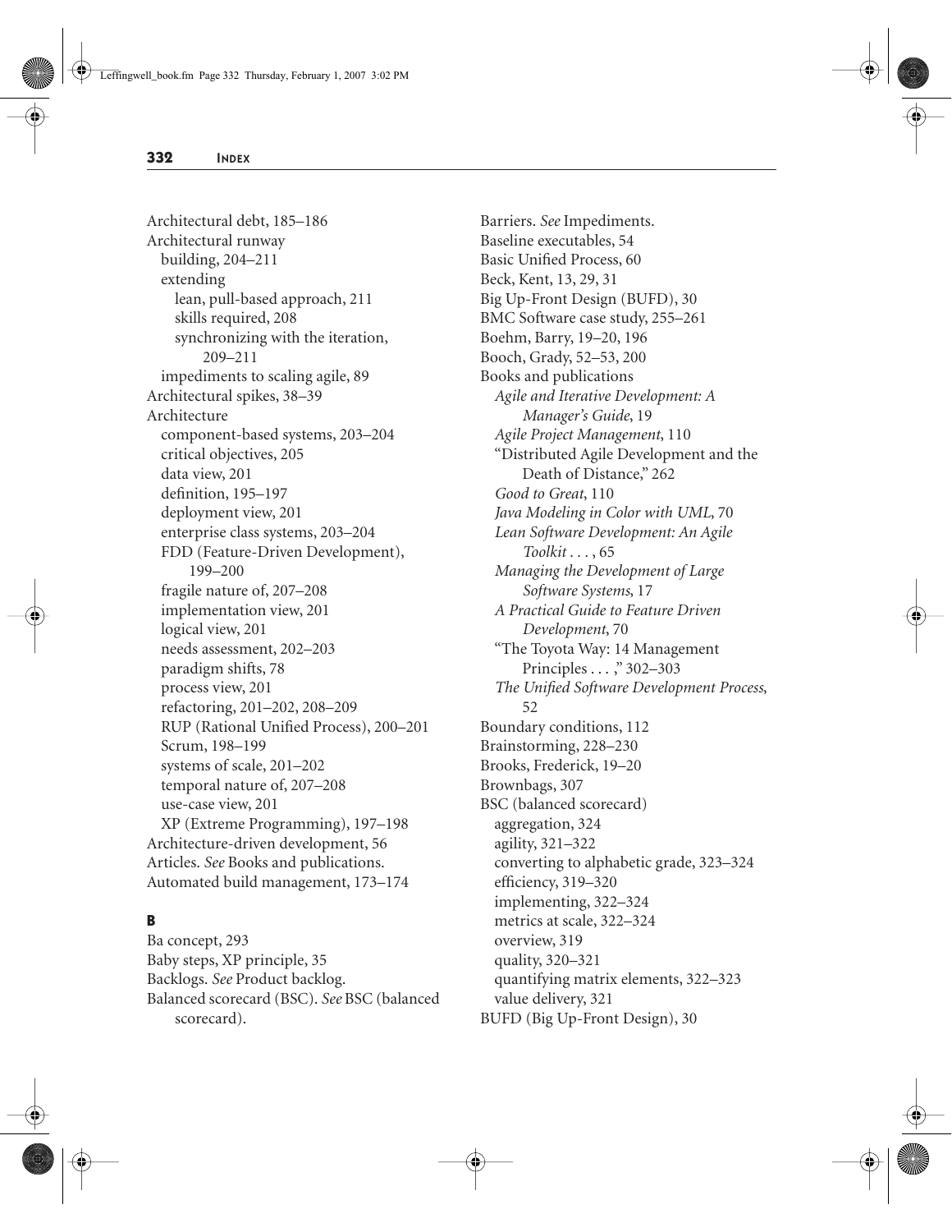Architectural debt, 185–186
Architectural runway
  building, 204–211
  extending
    lean, pull-based approach, 211
    skills required, 208
    synchronizing with the iteration, 209–211
  impediments to scaling agile, 89
Architectural spikes, 38–39
Architecture
  component-based systems, 203–204
  critical objectives, 205
  data view, 201
  definition, 195–197
  deployment view, 201
  enterprise class systems, 203–204
  FDD (Feature-Driven Development), 199–200
  fragile nature of, 207–208
  implementation view, 201
  logical view, 201
  needs assessment, 202–203
  paradigm shifts, 78
  process view, 201
  refactoring, 201–202, 208–209
  RUP (Rational Unified Process), 200–201
  Scrum, 198–199
  systems of scale, 201–202
  temporal nature of, 207–208
  use-case view, 201
  XP (Extreme Programming), 197–198
Architecture-driven development, 56
Articles. *See* Books and publications.
Automated build management, 173–174

**B**

Ba concept, 293
Baby steps, XP principle, 35
Backlogs. *See* Product backlog.
Balanced scorecard (BSC). *See* BSC (balanced scorecard).
Barriers. *See* Impediments.
Baseline executables, 54
Basic Unified Process, 60
Beck, Kent, 13, 29, 31
Big Up-Front Design (BUFD), 30
BMC Software case study, 255–261
Boehm, Barry, 19–20, 196
Booch, Grady, 52–53, 200
Books and publications
  *Agile and Iterative Development: A Manager's Guide*, 19
  *Agile Project Management*, 110
  "Distributed Agile Development and the Death of Distance," 262
  *Good to Great*, 110
  *Java Modeling in Color with UML*, 70
  *Lean Software Development: An Agile Toolkit . . .*, 65
  *Managing the Development of Large Software Systems*, 17
  *A Practical Guide to Feature Driven Development*, 70
  "The Toyota Way: 14 Management Principles . . . ," 302–303
  *The Unified Software Development Process*, 52
Boundary conditions, 112
Brainstorming, 228–230
Brooks, Frederick, 19–20
Brownbags, 307
BSC (balanced scorecard)
  aggregation, 324
  agility, 321–322
  converting to alphabetic grade, 323–324
  efficiency, 319–320
  implementing, 322–324
  metrics at scale, 322–324
  overview, 319
  quality, 320–321
  quantifying matrix elements, 322–323
  value delivery, 321
BUFD (Big Up-Front Design), 30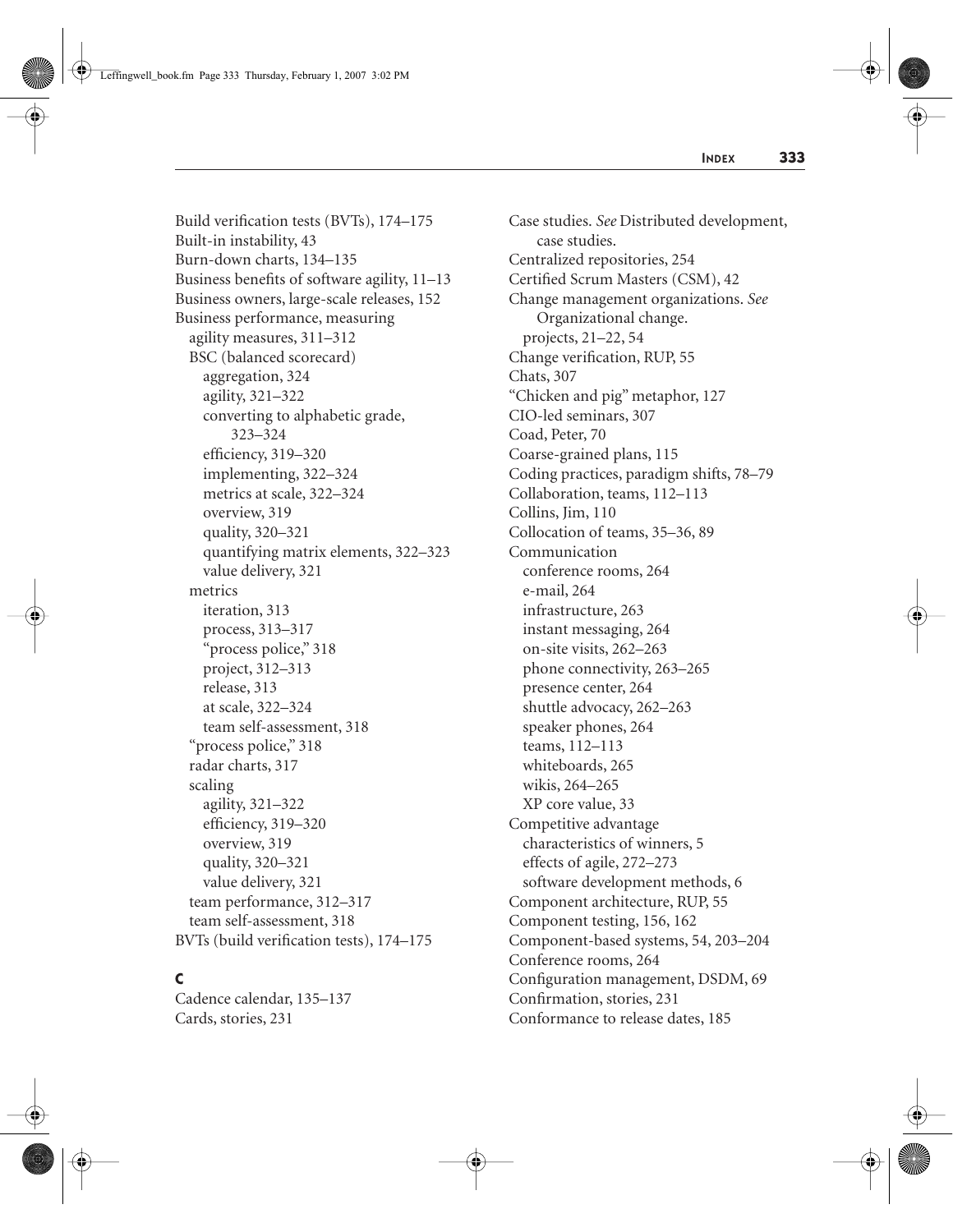Build verification tests (BVTs), 174–175
Built-in instability, 43
Burn-down charts, 134–135
Business benefits of software agility, 11–13
Business owners, large-scale releases, 152
Business performance, measuring
  agility measures, 311–312
  BSC (balanced scorecard)
    aggregation, 324
    agility, 321–322
    converting to alphabetic grade, 323–324
    efficiency, 319–320
    implementing, 322–324
    metrics at scale, 322–324
    overview, 319
    quality, 320–321
    quantifying matrix elements, 322–323
    value delivery, 321
  metrics
    iteration, 313
    process, 313–317
    "process police," 318
    project, 312–313
    release, 313
    at scale, 322–324
    team self-assessment, 318
  "process police," 318
  radar charts, 317
  scaling
    agility, 321–322
    efficiency, 319–320
    overview, 319
    quality, 320–321
    value delivery, 321
  team performance, 312–317
  team self-assessment, 318
BVTs (build verification tests), 174–175

## C

Cadence calendar, 135–137
Cards, stories, 231
Case studies. *See* Distributed development, case studies.
Centralized repositories, 254
Certified Scrum Masters (CSM), 42
Change management organizations. *See* Organizational change.
  projects, 21–22, 54
Change verification, RUP, 55
Chats, 307
"Chicken and pig" metaphor, 127
CIO-led seminars, 307
Coad, Peter, 70
Coarse-grained plans, 115
Coding practices, paradigm shifts, 78–79
Collaboration, teams, 112–113
Collins, Jim, 110
Collocation of teams, 35–36, 89
Communication
  conference rooms, 264
  e-mail, 264
  infrastructure, 263
  instant messaging, 264
  on-site visits, 262–263
  phone connectivity, 263–265
  presence center, 264
  shuttle advocacy, 262–263
  speaker phones, 264
  teams, 112–113
  whiteboards, 265
  wikis, 264–265
  XP core value, 33
Competitive advantage
  characteristics of winners, 5
  effects of agile, 272–273
  software development methods, 6
Component architecture, RUP, 55
Component testing, 156, 162
Component-based systems, 54, 203–204
Conference rooms, 264
Configuration management, DSDM, 69
Confirmation, stories, 231
Conformance to release dates, 185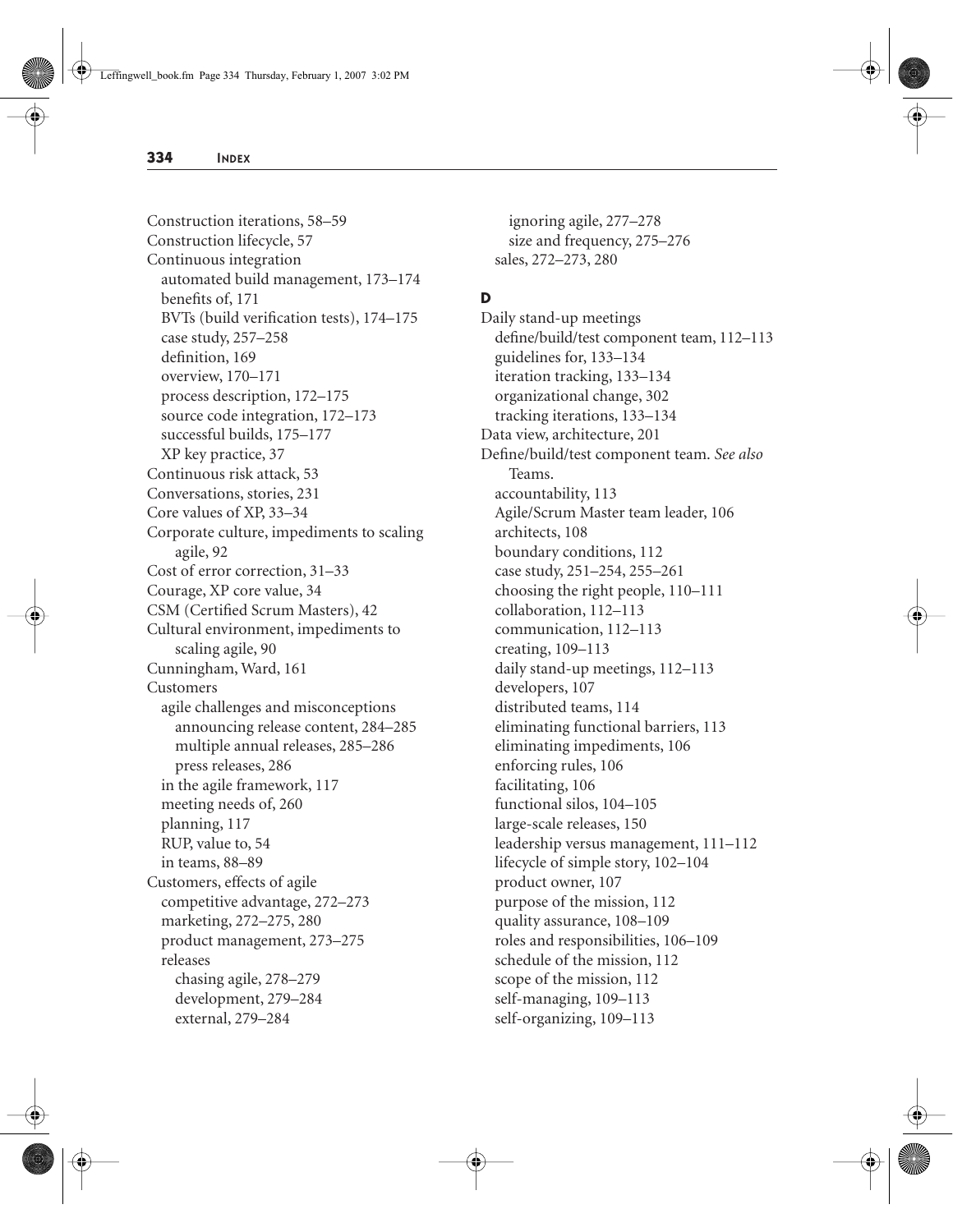Construction iterations, 58–59
Construction lifecycle, 57
Continuous integration
  automated build management, 173–174
  benefits of, 171
  BVTs (build verification tests), 174–175
  case study, 257–258
  definition, 169
  overview, 170–171
  process description, 172–175
  source code integration, 172–173
  successful builds, 175–177
  XP key practice, 37
Continuous risk attack, 53
Conversations, stories, 231
Core values of XP, 33–34
Corporate culture, impediments to scaling agile, 92
Cost of error correction, 31–33
Courage, XP core value, 34
CSM (Certified Scrum Masters), 42
Cultural environment, impediments to scaling agile, 90
Cunningham, Ward, 161
Customers
  agile challenges and misconceptions
    announcing release content, 284–285
    multiple annual releases, 285–286
    press releases, 286
  in the agile framework, 117
  meeting needs of, 260
  planning, 117
  RUP, value to, 54
  in teams, 88–89
Customers, effects of agile
  competitive advantage, 272–273
  marketing, 272–275, 280
  product management, 273–275
  releases
    chasing agile, 278–279
    development, 279–284
    external, 279–284
    ignoring agile, 277–278
    size and frequency, 275–276
  sales, 272–273, 280

**D**

Daily stand-up meetings
  define/build/test component team, 112–113
  guidelines for, 133–134
  iteration tracking, 133–134
  organizational change, 302
  tracking iterations, 133–134
Data view, architecture, 201
Define/build/test component team. *See also* Teams.
  accountability, 113
  Agile/Scrum Master team leader, 106
  architects, 108
  boundary conditions, 112
  case study, 251–254, 255–261
  choosing the right people, 110–111
  collaboration, 112–113
  communication, 112–113
  creating, 109–113
  daily stand-up meetings, 112–113
  developers, 107
  distributed teams, 114
  eliminating functional barriers, 113
  eliminating impediments, 106
  enforcing rules, 106
  facilitating, 106
  functional silos, 104–105
  large-scale releases, 150
  leadership versus management, 111–112
  lifecycle of simple story, 102–104
  product owner, 107
  purpose of the mission, 112
  quality assurance, 108–109
  roles and responsibilities, 106–109
  schedule of the mission, 112
  scope of the mission, 112
  self-managing, 109–113
  self-organizing, 109–113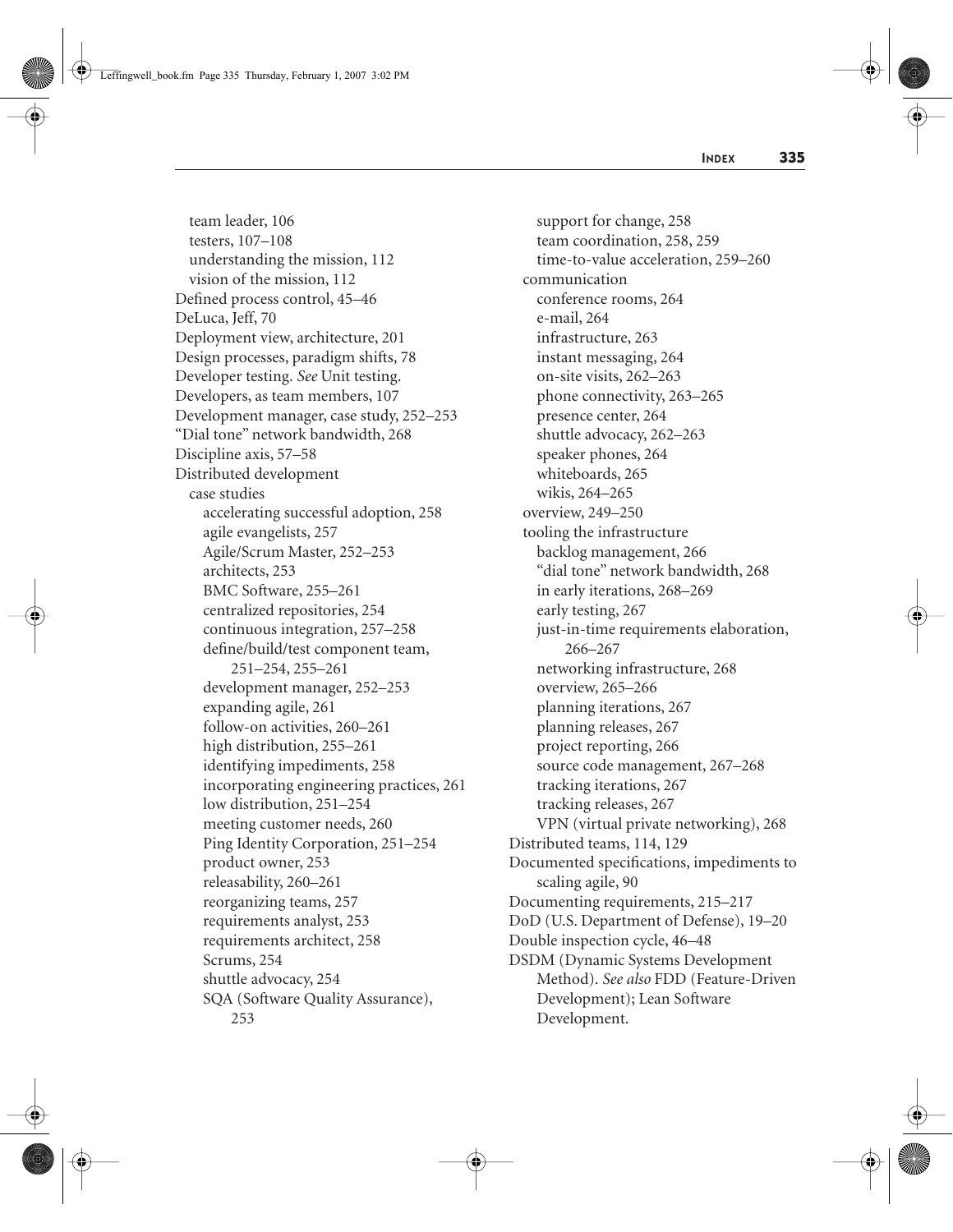team leader, 106
testers, 107–108
understanding the mission, 112
vision of the mission, 112

Defined process control, 45–46
DeLuca, Jeff, 70
Deployment view, architecture, 201
Design processes, paradigm shifts, 78
Developer testing. *See* Unit testing.
Developers, as team members, 107
Development manager, case study, 252–253
"Dial tone" network bandwidth, 268
Discipline axis, 57–58
Distributed development
- case studies
  - accelerating successful adoption, 258
  - agile evangelists, 257
  - Agile/Scrum Master, 252–253
  - architects, 253
  - BMC Software, 255–261
  - centralized repositories, 254
  - continuous integration, 257–258
  - define/build/test component team, 251–254, 255–261
  - development manager, 252–253
  - expanding agile, 261
  - follow-on activities, 260–261
  - high distribution, 255–261
  - identifying impediments, 258
  - incorporating engineering practices, 261
  - low distribution, 251–254
  - meeting customer needs, 260
  - Ping Identity Corporation, 251–254
  - product owner, 253
  - releasability, 260–261
  - reorganizing teams, 257
  - requirements analyst, 253
  - requirements architect, 258
  - Scrums, 254
  - shuttle advocacy, 254
  - SQA (Software Quality Assurance), 253
  - support for change, 258
  - team coordination, 258, 259
  - time-to-value acceleration, 259–260
- communication
  - conference rooms, 264
  - e-mail, 264
  - infrastructure, 263
  - instant messaging, 264
  - on-site visits, 262–263
  - phone connectivity, 263–265
  - presence center, 264
  - shuttle advocacy, 262–263
  - speaker phones, 264
  - whiteboards, 265
  - wikis, 264–265
- overview, 249–250
- tooling the infrastructure
  - backlog management, 266
  - "dial tone" network bandwidth, 268
  - in early iterations, 268–269
  - early testing, 267
  - just-in-time requirements elaboration, 266–267
  - networking infrastructure, 268
  - overview, 265–266
  - planning iterations, 267
  - planning releases, 267
  - project reporting, 266
  - source code management, 267–268
  - tracking iterations, 267
  - tracking releases, 267
  - VPN (virtual private networking), 268

Distributed teams, 114, 129
Documented specifications, impediments to scaling agile, 90
Documenting requirements, 215–217
DoD (U.S. Department of Defense), 19–20
Double inspection cycle, 46–48
DSDM (Dynamic Systems Development Method). *See also* FDD (Feature-Driven Development); Lean Software Development.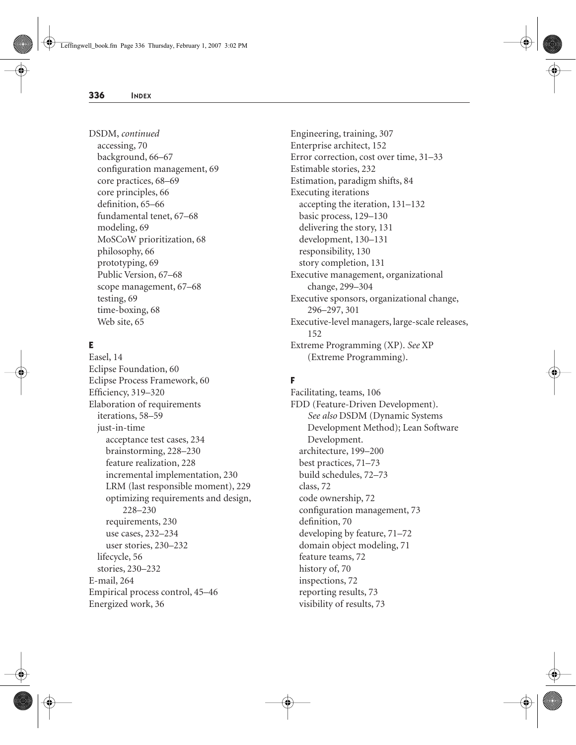DSDM, *continued*
- accessing, 70
- background, 66–67
- configuration management, 69
- core practices, 68–69
- core principles, 66
- definition, 65–66
- fundamental tenet, 67–68
- modeling, 69
- MoSCoW prioritization, 68
- philosophy, 66
- prototyping, 69
- Public Version, 67–68
- scope management, 67–68
- testing, 69
- time-boxing, 68
- Web site, 65

### E

Easel, 14

Eclipse Foundation, 60

Eclipse Process Framework, 60

Efficiency, 319–320

Elaboration of requirements
- iterations, 58–59
- just-in-time
  - acceptance test cases, 234
  - brainstorming, 228–230
  - feature realization, 228
  - incremental implementation, 230
  - LRM (last responsible moment), 229
  - optimizing requirements and design, 228–230
  - requirements, 230
  - use cases, 232–234
  - user stories, 230–232
- lifecycle, 56
- stories, 230–232

E-mail, 264

Empirical process control, 45–46

Energized work, 36

Engineering, training, 307

Enterprise architect, 152

Error correction, cost over time, 31–33

Estimable stories, 232

Estimation, paradigm shifts, 84

Executing iterations
- accepting the iteration, 131–132
- basic process, 129–130
- delivering the story, 131
- development, 130–131
- responsibility, 130
- story completion, 131

Executive management, organizational change, 299–304

Executive sponsors, organizational change, 296–297, 301

Executive-level managers, large-scale releases, 152

Extreme Programming (XP). *See* XP (Extreme Programming).

### F

Facilitating, teams, 106

FDD (Feature-Driven Development). *See also* DSDM (Dynamic Systems Development Method); Lean Software Development.
- architecture, 199–200
- best practices, 71–73
- build schedules, 72–73
- class, 72
- code ownership, 72
- configuration management, 73
- definition, 70
- developing by feature, 71–72
- domain object modeling, 71
- feature teams, 72
- history of, 70
- inspections, 72
- reporting results, 73
- visibility of results, 73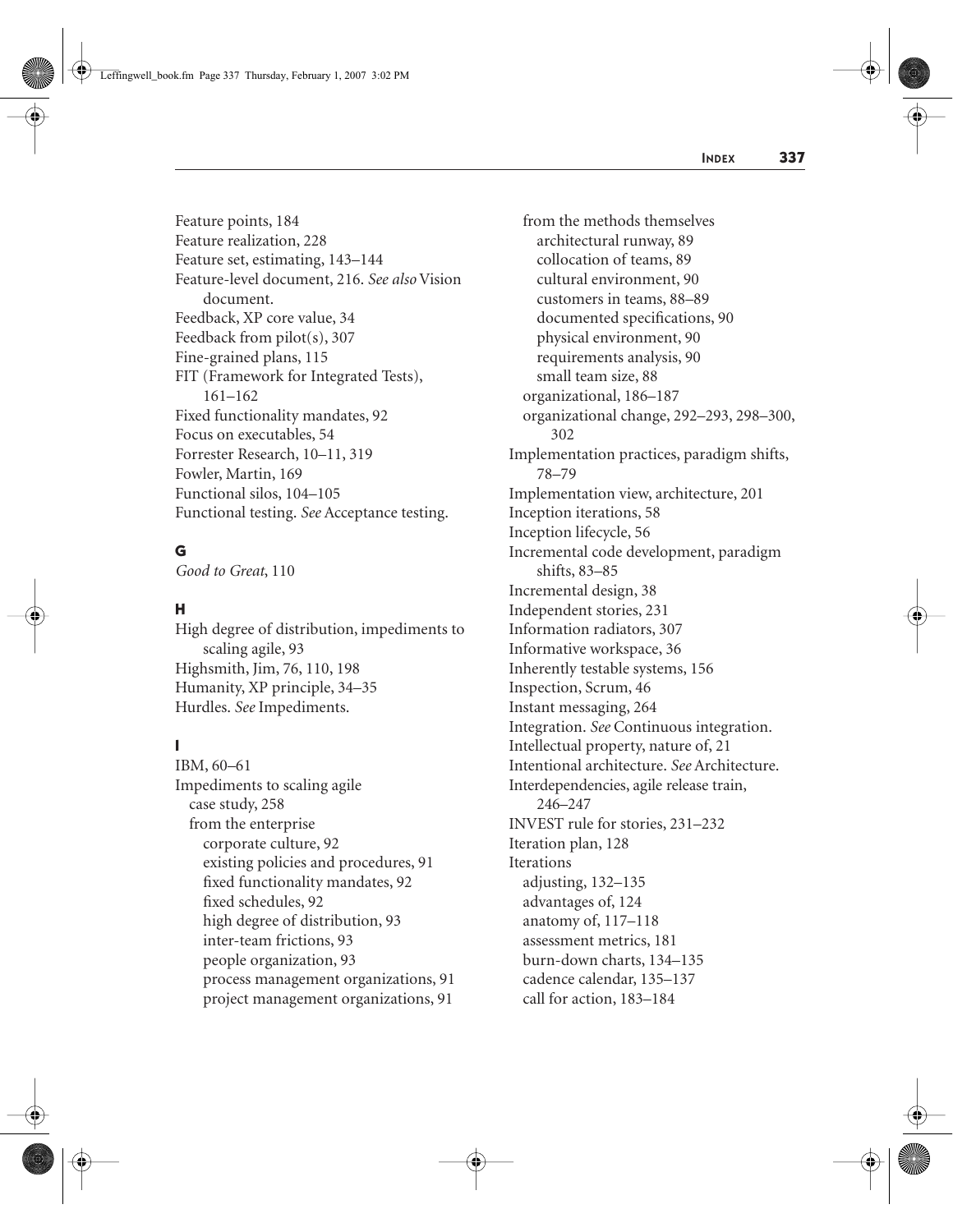Feature points, 184
Feature realization, 228
Feature set, estimating, 143–144
Feature-level document, 216. *See also* Vision document.
Feedback, XP core value, 34
Feedback from pilot(s), 307
Fine-grained plans, 115
FIT (Framework for Integrated Tests), 161–162
Fixed functionality mandates, 92
Focus on executables, 54
Forrester Research, 10–11, 319
Fowler, Martin, 169
Functional silos, 104–105
Functional testing. *See* Acceptance testing.

## G

*Good to Great*, 110

## H

High degree of distribution, impediments to scaling agile, 93
Highsmith, Jim, 76, 110, 198
Humanity, XP principle, 34–35
Hurdles. *See* Impediments.

## I

IBM, 60–61
Impediments to scaling agile
- case study, 258
- from the enterprise
  - corporate culture, 92
  - existing policies and procedures, 91
  - fixed functionality mandates, 92
  - fixed schedules, 92
  - high degree of distribution, 93
  - inter-team frictions, 93
  - people organization, 93
  - process management organizations, 91
  - project management organizations, 91
- from the methods themselves
  - architectural runway, 89
  - collocation of teams, 89
  - cultural environment, 90
  - customers in teams, 88–89
  - documented specifications, 90
  - physical environment, 90
  - requirements analysis, 90
  - small team size, 88
- organizational, 186–187
- organizational change, 292–293, 298–300, 302

Implementation practices, paradigm shifts, 78–79
Implementation view, architecture, 201
Inception iterations, 58
Inception lifecycle, 56
Incremental code development, paradigm shifts, 83–85
Incremental design, 38
Independent stories, 231
Information radiators, 307
Informative workspace, 36
Inherently testable systems, 156
Inspection, Scrum, 46
Instant messaging, 264
Integration. *See* Continuous integration.
Intellectual property, nature of, 21
Intentional architecture. *See* Architecture.
Interdependencies, agile release train, 246–247
INVEST rule for stories, 231–232
Iteration plan, 128
Iterations
- adjusting, 132–135
- advantages of, 124
- anatomy of, 117–118
- assessment metrics, 181
- burn-down charts, 134–135
- cadence calendar, 135–137
- call for action, 183–184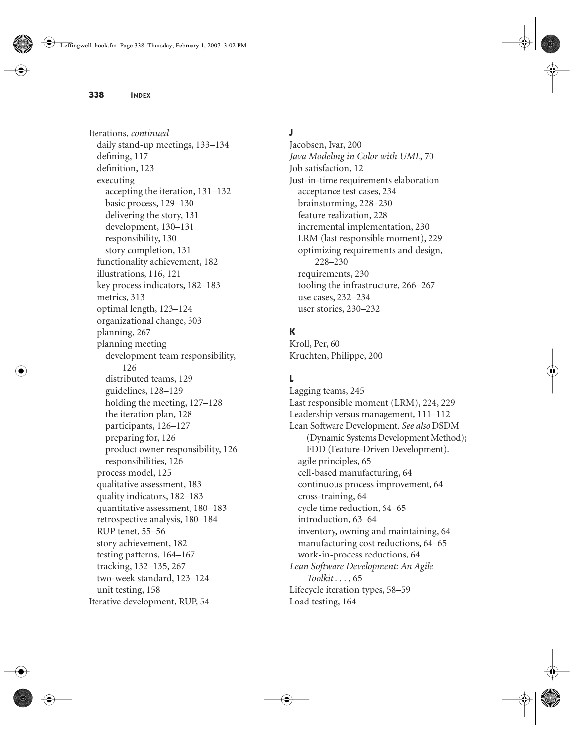Iterations, *continued*
- daily stand-up meetings, 133–134
- defining, 117
- definition, 123
- executing
  - accepting the iteration, 131–132
  - basic process, 129–130
  - delivering the story, 131
  - development, 130–131
  - responsibility, 130
  - story completion, 131
- functionality achievement, 182
- illustrations, 116, 121
- key process indicators, 182–183
- metrics, 313
- optimal length, 123–124
- organizational change, 303
- planning, 267
- planning meeting
  - development team responsibility, 126
  - distributed teams, 129
  - guidelines, 128–129
  - holding the meeting, 127–128
  - the iteration plan, 128
  - participants, 126–127
  - preparing for, 126
  - product owner responsibility, 126
  - responsibilities, 126
- process model, 125
- qualitative assessment, 183
- quality indicators, 182–183
- quantitative assessment, 180–183
- retrospective analysis, 180–184
- RUP tenet, 55–56
- story achievement, 182
- testing patterns, 164–167
- tracking, 132–135, 267
- two-week standard, 123–124
- unit testing, 158

Iterative development, RUP, 54

## J

Jacobsen, Ivar, 200

*Java Modeling in Color with UML*, 70

Job satisfaction, 12

Just-in-time requirements elaboration
- acceptance test cases, 234
- brainstorming, 228–230
- feature realization, 228
- incremental implementation, 230
- LRM (last responsible moment), 229
- optimizing requirements and design, 228–230
- requirements, 230
- tooling the infrastructure, 266–267
- use cases, 232–234
- user stories, 230–232

## K

Kroll, Per, 60

Kruchten, Philippe, 200

## L

Lagging teams, 245

Last responsible moment (LRM), 224, 229

Leadership versus management, 111–112

Lean Software Development. *See also* DSDM (Dynamic Systems Development Method); FDD (Feature-Driven Development).
- agile principles, 65
- cell-based manufacturing, 64
- continuous process improvement, 64
- cross-training, 64
- cycle time reduction, 64–65
- introduction, 63–64
- inventory, owning and maintaining, 64
- manufacturing cost reductions, 64–65
- work-in-process reductions, 64

*Lean Software Development: An Agile Toolkit . . .*, 65

Lifecycle iteration types, 58–59

Load testing, 164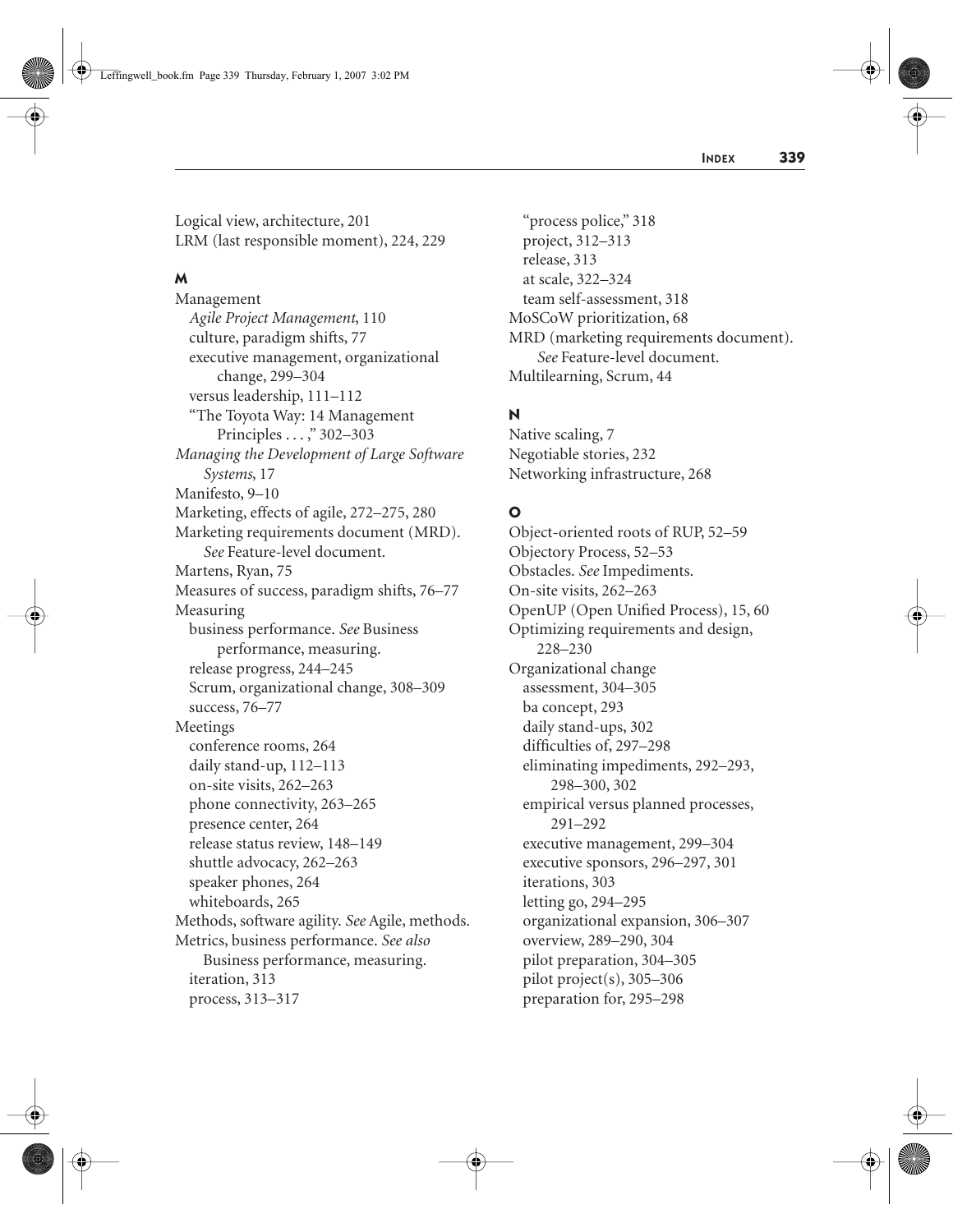Logical view, architecture, 201
LRM (last responsible moment), 224, 229

**M**

Management
- *Agile Project Management*, 110
- culture, paradigm shifts, 77
- executive management, organizational change, 299–304
- versus leadership, 111–112
- "The Toyota Way: 14 Management Principles . . . ," 302–303

*Managing the Development of Large Software Systems*, 17
Manifesto, 9–10
Marketing, effects of agile, 272–275, 280
Marketing requirements document (MRD). *See* Feature-level document.
Martens, Ryan, 75
Measures of success, paradigm shifts, 76–77
Measuring
- business performance. *See* Business performance, measuring.
- release progress, 244–245
- Scrum, organizational change, 308–309
- success, 76–77

Meetings
- conference rooms, 264
- daily stand-up, 112–113
- on-site visits, 262–263
- phone connectivity, 263–265
- presence center, 264
- release status review, 148–149
- shuttle advocacy, 262–263
- speaker phones, 264
- whiteboards, 265

Methods, software agility. *See* Agile, methods.
Metrics, business performance. *See also* Business performance, measuring.
- iteration, 313
- process, 313–317
- "process police," 318
- project, 312–313
- release, 313
- at scale, 322–324
- team self-assessment, 318

MoSCoW prioritization, 68
MRD (marketing requirements document). *See* Feature-level document.
Multilearning, Scrum, 44

**N**

Native scaling, 7
Negotiable stories, 232
Networking infrastructure, 268

**O**

Object-oriented roots of RUP, 52–59
Objectory Process, 52–53
Obstacles. *See* Impediments.
On-site visits, 262–263
OpenUP (Open Unified Process), 15, 60
Optimizing requirements and design, 228–230
Organizational change
- assessment, 304–305
- ba concept, 293
- daily stand-ups, 302
- difficulties of, 297–298
- eliminating impediments, 292–293, 298–300, 302
- empirical versus planned processes, 291–292
- executive management, 299–304
- executive sponsors, 296–297, 301
- iterations, 303
- letting go, 294–295
- organizational expansion, 306–307
- overview, 289–290, 304
- pilot preparation, 304–305
- pilot project(s), 305–306
- preparation for, 295–298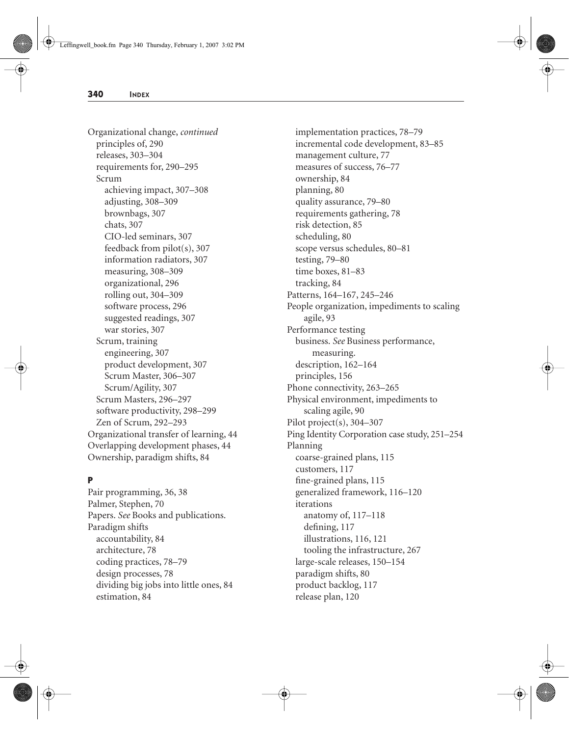Organizational change, *continued*
- principles of, 290
- releases, 303–304
- requirements for, 290–295
- Scrum
  - achieving impact, 307–308
  - adjusting, 308–309
  - brownbags, 307
  - chats, 307
  - CIO-led seminars, 307
  - feedback from pilot(s), 307
  - information radiators, 307
  - measuring, 308–309
  - organizational, 296
  - rolling out, 304–309
  - software process, 296
  - suggested readings, 307
  - war stories, 307
- Scrum, training
  - engineering, 307
  - product development, 307
  - Scrum Master, 306–307
  - Scrum/Agility, 307
- Scrum Masters, 296–297
- software productivity, 298–299
- Zen of Scrum, 292–293

Organizational transfer of learning, 44
Overlapping development phases, 44
Ownership, paradigm shifts, 84

## P

Pair programming, 36, 38
Palmer, Stephen, 70
Papers. *See* Books and publications.
Paradigm shifts
- accountability, 84
- architecture, 78
- coding practices, 78–79
- design processes, 78
- dividing big jobs into little ones, 84
- estimation, 84
- implementation practices, 78–79
- incremental code development, 83–85
- management culture, 77
- measures of success, 76–77
- ownership, 84
- planning, 80
- quality assurance, 79–80
- requirements gathering, 78
- risk detection, 85
- scheduling, 80
- scope versus schedules, 80–81
- testing, 79–80
- time boxes, 81–83
- tracking, 84

Patterns, 164–167, 245–246
People organization, impediments to scaling agile, 93
Performance testing
- business. *See* Business performance, measuring.
- description, 162–164
- principles, 156

Phone connectivity, 263–265
Physical environment, impediments to scaling agile, 90
Pilot project(s), 304–307
Ping Identity Corporation case study, 251–254
Planning
- coarse-grained plans, 115
- customers, 117
- fine-grained plans, 115
- generalized framework, 116–120
- iterations
  - anatomy of, 117–118
  - defining, 117
  - illustrations, 116, 121
  - tooling the infrastructure, 267
- large-scale releases, 150–154
- paradigm shifts, 80
- product backlog, 117
- release plan, 120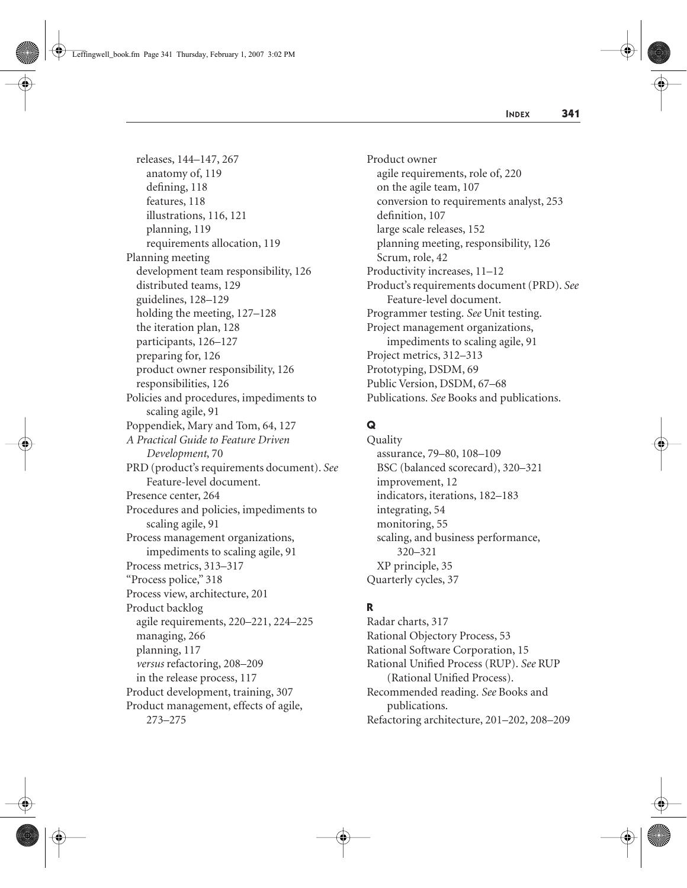releases, 144–147, 267
- anatomy of, 119
- defining, 118
- features, 118
- illustrations, 116, 121
- planning, 119
- requirements allocation, 119

Planning meeting
- development team responsibility, 126
- distributed teams, 129
- guidelines, 128–129
- holding the meeting, 127–128
- the iteration plan, 128
- participants, 126–127
- preparing for, 126
- product owner responsibility, 126
- responsibilities, 126

Policies and procedures, impediments to scaling agile, 91

Poppendiek, Mary and Tom, 64, 127

*A Practical Guide to Feature Driven Development*, 70

PRD (product's requirements document). *See* Feature-level document.

Presence center, 264

Procedures and policies, impediments to scaling agile, 91

Process management organizations, impediments to scaling agile, 91

Process metrics, 313–317

"Process police," 318

Process view, architecture, 201

Product backlog
- agile requirements, 220–221, 224–225
- managing, 266
- planning, 117
- *versus* refactoring, 208–209
- in the release process, 117

Product development, training, 307

Product management, effects of agile, 273–275

Product owner
- agile requirements, role of, 220
- on the agile team, 107
- conversion to requirements analyst, 253
- definition, 107
- large scale releases, 152
- planning meeting, responsibility, 126
- Scrum, role, 42

Productivity increases, 11–12

Product's requirements document (PRD). *See* Feature-level document.

Programmer testing. *See* Unit testing.

Project management organizations, impediments to scaling agile, 91

Project metrics, 312–313

Prototyping, DSDM, 69

Public Version, DSDM, 67–68

Publications. *See* Books and publications.

## Q

Quality
- assurance, 79–80, 108–109
- BSC (balanced scorecard), 320–321
- improvement, 12
- indicators, iterations, 182–183
- integrating, 54
- monitoring, 55
- scaling, and business performance, 320–321
- XP principle, 35

Quarterly cycles, 37

## R

Radar charts, 317

Rational Objectory Process, 53

Rational Software Corporation, 15

Rational Unified Process (RUP). *See* RUP (Rational Unified Process).

Recommended reading. *See* Books and publications.

Refactoring architecture, 201–202, 208–209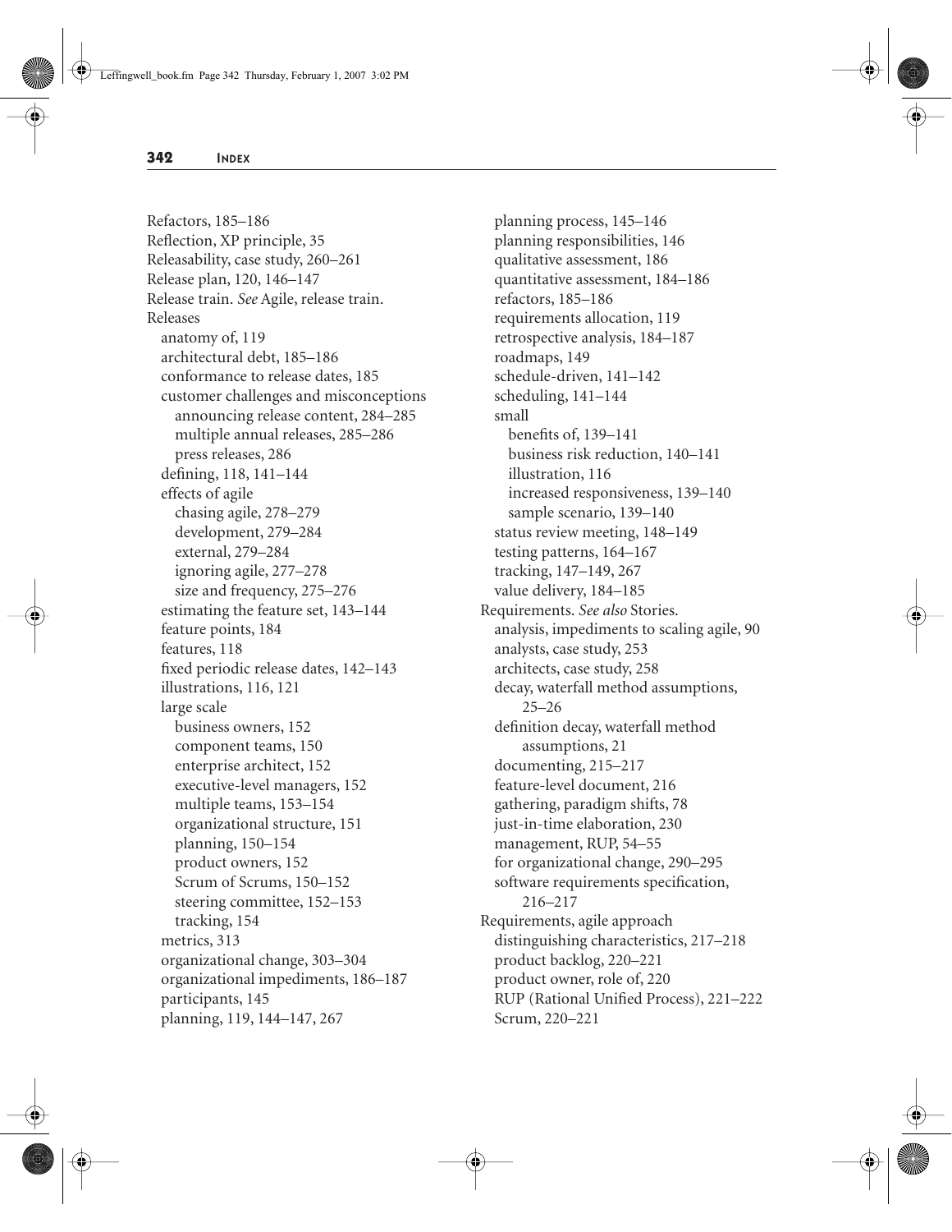Refactors, 185–186
Reflection, XP principle, 35
Releasability, case study, 260–261
Release plan, 120, 146–147
Release train. *See* Agile, release train.
Releases
- anatomy of, 119
- architectural debt, 185–186
- conformance to release dates, 185
- customer challenges and misconceptions
  - announcing release content, 284–285
  - multiple annual releases, 285–286
  - press releases, 286
- defining, 118, 141–144
- effects of agile
  - chasing agile, 278–279
  - development, 279–284
  - external, 279–284
  - ignoring agile, 277–278
  - size and frequency, 275–276
- estimating the feature set, 143–144
- feature points, 184
- features, 118
- fixed periodic release dates, 142–143
- illustrations, 116, 121
- large scale
  - business owners, 152
  - component teams, 150
  - enterprise architect, 152
  - executive-level managers, 152
  - multiple teams, 153–154
  - organizational structure, 151
  - planning, 150–154
  - product owners, 152
  - Scrum of Scrums, 150–152
  - steering committee, 152–153
  - tracking, 154
- metrics, 313
- organizational change, 303–304
- organizational impediments, 186–187
- participants, 145
- planning, 119, 144–147, 267
- planning process, 145–146
- planning responsibilities, 146
- qualitative assessment, 186
- quantitative assessment, 184–186
- refactors, 185–186
- requirements allocation, 119
- retrospective analysis, 184–187
- roadmaps, 149
- schedule-driven, 141–142
- scheduling, 141–144
- small
  - benefits of, 139–141
  - business risk reduction, 140–141
  - illustration, 116
  - increased responsiveness, 139–140
  - sample scenario, 139–140
- status review meeting, 148–149
- testing patterns, 164–167
- tracking, 147–149, 267
- value delivery, 184–185

Requirements. *See also* Stories.
- analysis, impediments to scaling agile, 90
- analysts, case study, 253
- architects, case study, 258
- decay, waterfall method assumptions, 25–26
- definition decay, waterfall method assumptions, 21
- documenting, 215–217
- feature-level document, 216
- gathering, paradigm shifts, 78
- just-in-time elaboration, 230
- management, RUP, 54–55
- for organizational change, 290–295
- software requirements specification, 216–217

Requirements, agile approach
- distinguishing characteristics, 217–218
- product backlog, 220–221
- product owner, role of, 220
- RUP (Rational Unified Process), 221–222
- Scrum, 220–221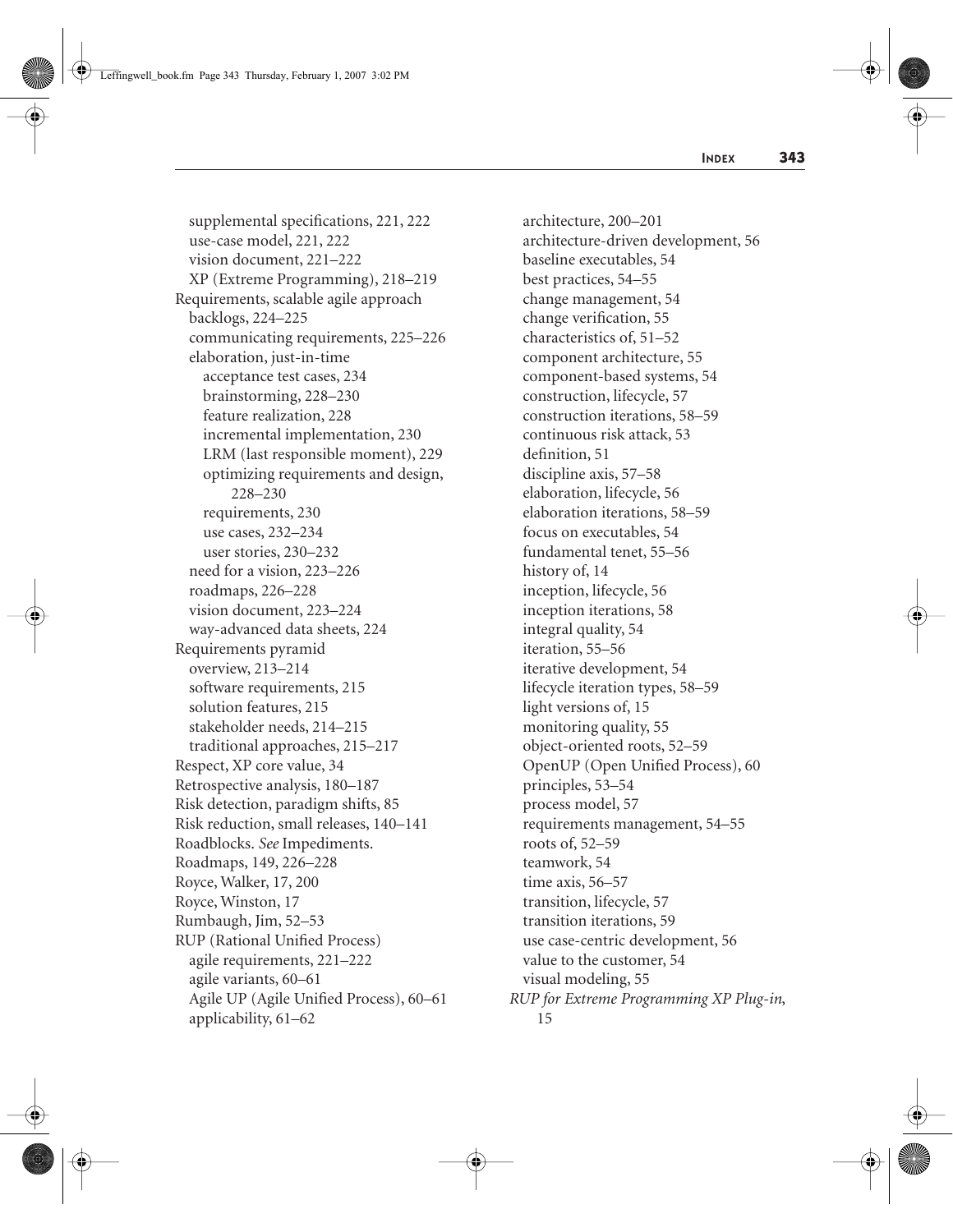- supplemental specifications, 221, 222
- use-case model, 221, 222
- vision document, 221–222
- XP (Extreme Programming), 218–219

Requirements, scalable agile approach
- backlogs, 224–225
- communicating requirements, 225–226
- elaboration, just-in-time
  - acceptance test cases, 234
  - brainstorming, 228–230
  - feature realization, 228
  - incremental implementation, 230
  - LRM (last responsible moment), 229
  - optimizing requirements and design, 228–230
  - requirements, 230
  - use cases, 232–234
  - user stories, 230–232
- need for a vision, 223–226
- roadmaps, 226–228
- vision document, 223–224
- way-advanced data sheets, 224

Requirements pyramid
- overview, 213–214
- software requirements, 215
- solution features, 215
- stakeholder needs, 214–215
- traditional approaches, 215–217

Respect, XP core value, 34

Retrospective analysis, 180–187

Risk detection, paradigm shifts, 85

Risk reduction, small releases, 140–141

Roadblocks. *See* Impediments.

Roadmaps, 149, 226–228

Royce, Walker, 17, 200

Royce, Winston, 17

Rumbaugh, Jim, 52–53

RUP (Rational Unified Process)
- agile requirements, 221–222
- agile variants, 60–61
- Agile UP (Agile Unified Process), 60–61
- applicability, 61–62
- architecture, 200–201
- architecture-driven development, 56
- baseline executables, 54
- best practices, 54–55
- change management, 54
- change verification, 55
- characteristics of, 51–52
- component architecture, 55
- component-based systems, 54
- construction, lifecycle, 57
- construction iterations, 58–59
- continuous risk attack, 53
- definition, 51
- discipline axis, 57–58
- elaboration, lifecycle, 56
- elaboration iterations, 58–59
- focus on executables, 54
- fundamental tenet, 55–56
- history of, 14
- inception, lifecycle, 56
- inception iterations, 58
- integral quality, 54
- iteration, 55–56
- iterative development, 54
- lifecycle iteration types, 58–59
- light versions of, 15
- monitoring quality, 55
- object-oriented roots, 52–59
- OpenUP (Open Unified Process), 60
- principles, 53–54
- process model, 57
- requirements management, 54–55
- roots of, 52–59
- teamwork, 54
- time axis, 56–57
- transition, lifecycle, 57
- transition iterations, 59
- use case-centric development, 56
- value to the customer, 54
- visual modeling, 55

*RUP for Extreme Programming XP Plug-in*, 15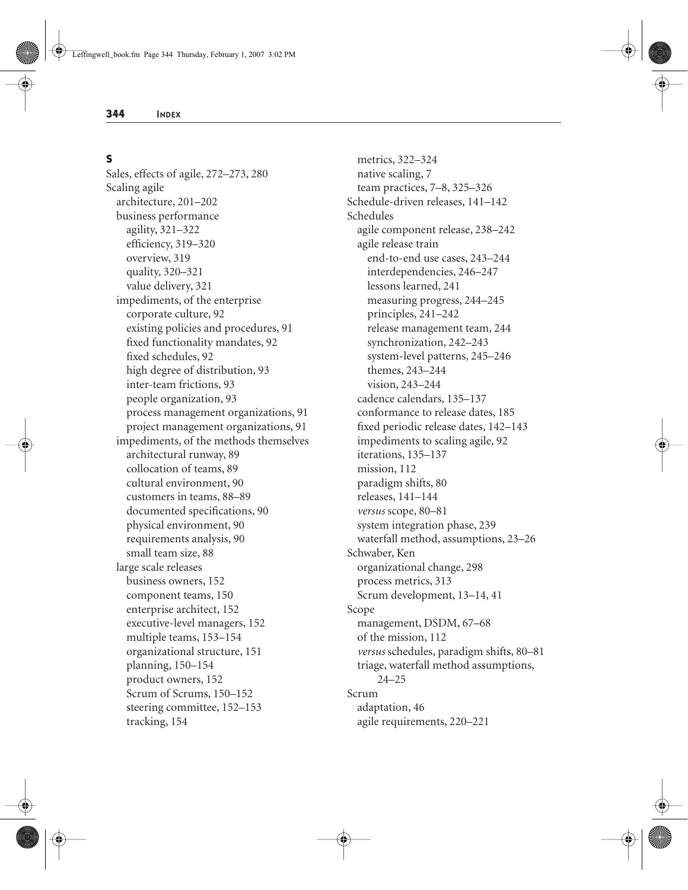## S

Sales, effects of agile, 272–273, 280

Scaling agile
- architecture, 201–202
- business performance
  - agility, 321–322
  - efficiency, 319–320
  - overview, 319
  - quality, 320–321
  - value delivery, 321
- impediments, of the enterprise
  - corporate culture, 92
  - existing policies and procedures, 91
  - fixed functionality mandates, 92
  - fixed schedules, 92
  - high degree of distribution, 93
  - inter-team frictions, 93
  - people organization, 93
  - process management organizations, 91
  - project management organizations, 91
- impediments, of the methods themselves
  - architectural runway, 89
  - collocation of teams, 89
  - cultural environment, 90
  - customers in teams, 88–89
  - documented specifications, 90
  - physical environment, 90
  - requirements analysis, 90
  - small team size, 88
- large scale releases
  - business owners, 152
  - component teams, 150
  - enterprise architect, 152
  - executive-level managers, 152
  - multiple teams, 153–154
  - organizational structure, 151
  - planning, 150–154
  - product owners, 152
  - Scrum of Scrums, 150–152
  - steering committee, 152–153
  - tracking, 154
- metrics, 322–324
- native scaling, 7
- team practices, 7–8, 325–326

Schedule-driven releases, 141–142

Schedules
- agile component release, 238–242
- agile release train
  - end-to-end use cases, 243–244
  - interdependencies, 246–247
  - lessons learned, 241
  - measuring progress, 244–245
  - principles, 241–242
  - release management team, 244
  - synchronization, 242–243
  - system-level patterns, 245–246
  - themes, 243–244
  - vision, 243–244
- cadence calendars, 135–137
- conformance to release dates, 185
- fixed periodic release dates, 142–143
- impediments to scaling agile, 92
- iterations, 135–137
- mission, 112
- paradigm shifts, 80
- releases, 141–144
- *versus* scope, 80–81
- system integration phase, 239
- waterfall method, assumptions, 23–26

Schwaber, Ken
- organizational change, 298
- process metrics, 313
- Scrum development, 13–14, 41

Scope
- management, DSDM, 67–68
- of the mission, 112
- *versus* schedules, paradigm shifts, 80–81
- triage, waterfall method assumptions, 24–25

Scrum
- adaptation, 46
- agile requirements, 220–221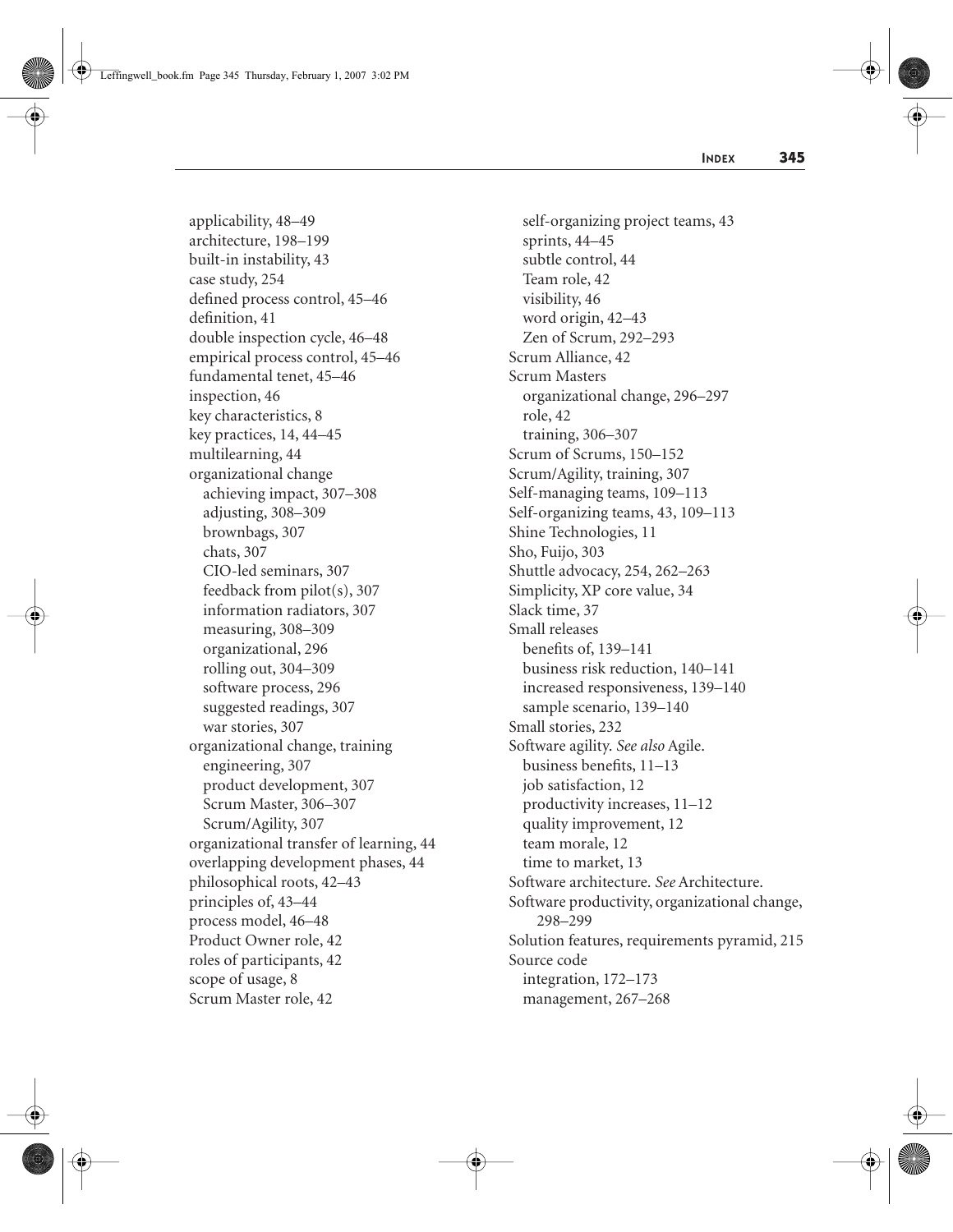applicability, 48–49
architecture, 198–199
built-in instability, 43
case study, 254
defined process control, 45–46
definition, 41
double inspection cycle, 46–48
empirical process control, 45–46
fundamental tenet, 45–46
inspection, 46
key characteristics, 8
key practices, 14, 44–45
multilearning, 44
organizational change
  achieving impact, 307–308
  adjusting, 308–309
  brownbags, 307
  chats, 307
  CIO-led seminars, 307
  feedback from pilot(s), 307
  information radiators, 307
  measuring, 308–309
  organizational, 296
  rolling out, 304–309
  software process, 296
  suggested readings, 307
  war stories, 307
organizational change, training
  engineering, 307
  product development, 307
  Scrum Master, 306–307
  Scrum/Agility, 307
organizational transfer of learning, 44
overlapping development phases, 44
philosophical roots, 42–43
principles of, 43–44
process model, 46–48
Product Owner role, 42
roles of participants, 42
scope of usage, 8
Scrum Master role, 42
self-organizing project teams, 43
sprints, 44–45
subtle control, 44
Team role, 42
visibility, 46
word origin, 42–43
Zen of Scrum, 292–293

Scrum Alliance, 42
Scrum Masters
  organizational change, 296–297
  role, 42
  training, 306–307
Scrum of Scrums, 150–152
Scrum/Agility, training, 307
Self-managing teams, 109–113
Self-organizing teams, 43, 109–113
Shine Technologies, 11
Sho, Fuijo, 303
Shuttle advocacy, 254, 262–263
Simplicity, XP core value, 34
Slack time, 37
Small releases
  benefits of, 139–141
  business risk reduction, 140–141
  increased responsiveness, 139–140
  sample scenario, 139–140
Small stories, 232
Software agility. *See also* Agile.
  business benefits, 11–13
  job satisfaction, 12
  productivity increases, 11–12
  quality improvement, 12
  team morale, 12
  time to market, 13
Software architecture. *See* Architecture.
Software productivity, organizational change, 298–299
Solution features, requirements pyramid, 215
Source code
  integration, 172–173
  management, 267–268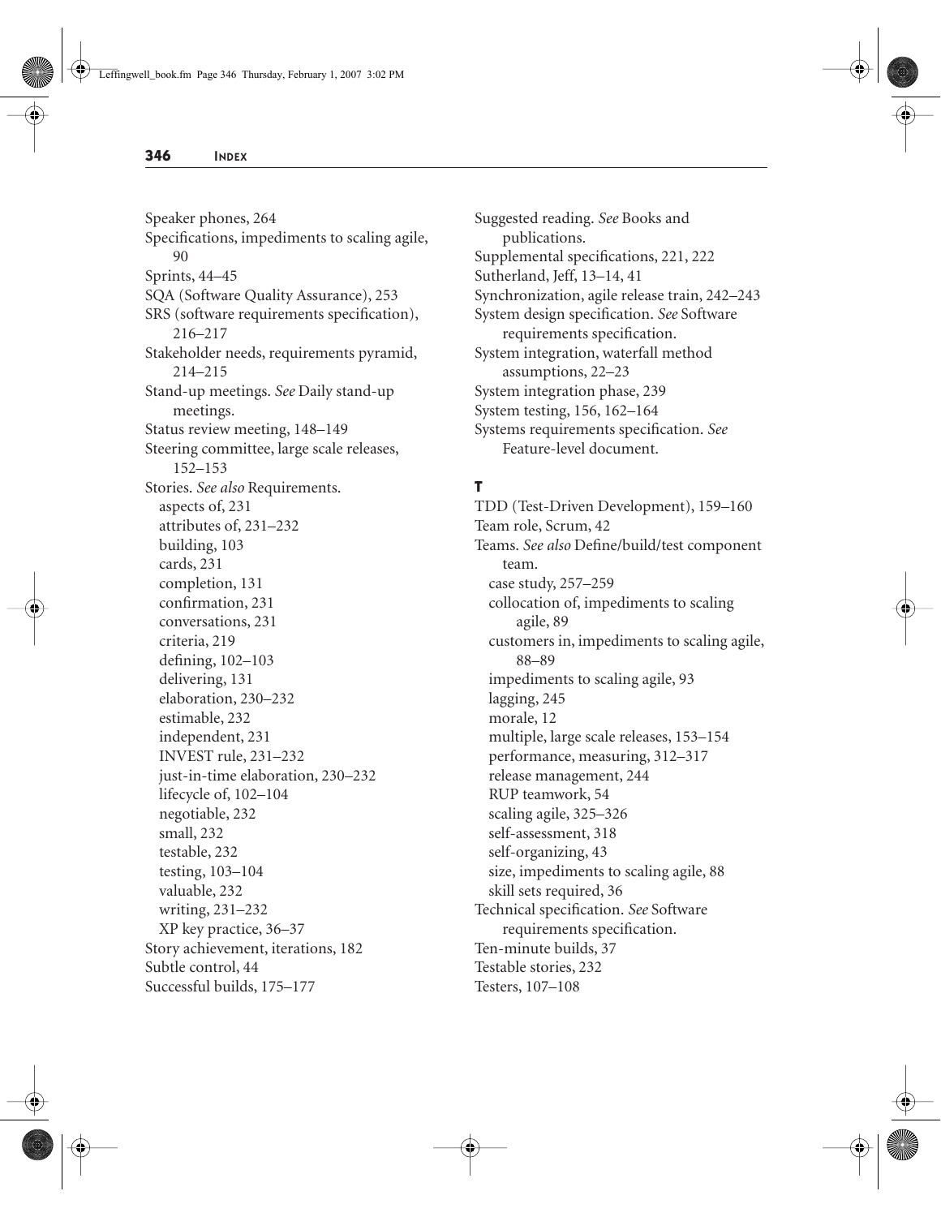Speaker phones, 264
Specifications, impediments to scaling agile, 90
Sprints, 44–45
SQA (Software Quality Assurance), 253
SRS (software requirements specification), 216–217
Stakeholder needs, requirements pyramid, 214–215
Stand-up meetings. *See* Daily stand-up meetings.
Status review meeting, 148–149
Steering committee, large scale releases, 152–153
Stories. *See also* Requirements.
- aspects of, 231
- attributes of, 231–232
- building, 103
- cards, 231
- completion, 131
- confirmation, 231
- conversations, 231
- criteria, 219
- defining, 102–103
- delivering, 131
- elaboration, 230–232
- estimable, 232
- independent, 231
- INVEST rule, 231–232
- just-in-time elaboration, 230–232
- lifecycle of, 102–104
- negotiable, 232
- small, 232
- testable, 232
- testing, 103–104
- valuable, 232
- writing, 231–232
- XP key practice, 36–37

Story achievement, iterations, 182
Subtle control, 44
Successful builds, 175–177
Suggested reading. *See* Books and publications.
Supplemental specifications, 221, 222
Sutherland, Jeff, 13–14, 41
Synchronization, agile release train, 242–243
System design specification. *See* Software requirements specification.
System integration, waterfall method assumptions, 22–23
System integration phase, 239
System testing, 156, 162–164
Systems requirements specification. *See* Feature-level document.

**T**

TDD (Test-Driven Development), 159–160
Team role, Scrum, 42
Teams. *See also* Define/build/test component team.
- case study, 257–259
- collocation of, impediments to scaling agile, 89
- customers in, impediments to scaling agile, 88–89
- impediments to scaling agile, 93
- lagging, 245
- morale, 12
- multiple, large scale releases, 153–154
- performance, measuring, 312–317
- release management, 244
- RUP teamwork, 54
- scaling agile, 325–326
- self-assessment, 318
- self-organizing, 43
- size, impediments to scaling agile, 88
- skill sets required, 36

Technical specification. *See* Software requirements specification.
Ten-minute builds, 37
Testable stories, 232
Testers, 107–108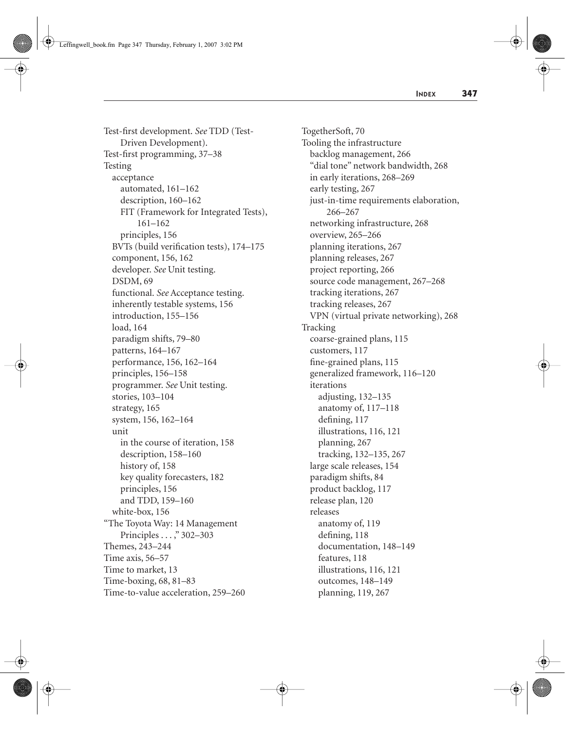Test-first development. *See* TDD (Test-Driven Development).
Test-first programming, 37–38
Testing
- acceptance
  - automated, 161–162
  - description, 160–162
  - FIT (Framework for Integrated Tests), 161–162
  - principles, 156
- BVTs (build verification tests), 174–175
- component, 156, 162
- developer. *See* Unit testing.
- DSDM, 69
- functional. *See* Acceptance testing.
- inherently testable systems, 156
- introduction, 155–156
- load, 164
- paradigm shifts, 79–80
- patterns, 164–167
- performance, 156, 162–164
- principles, 156–158
- programmer. *See* Unit testing.
- stories, 103–104
- strategy, 165
- system, 156, 162–164
- unit
  - in the course of iteration, 158
  - description, 158–160
  - history of, 158
  - key quality forecasters, 182
  - principles, 156
  - and TDD, 159–160
- white-box, 156

"The Toyota Way: 14 Management Principles . . . ," 302–303
Themes, 243–244
Time axis, 56–57
Time to market, 13
Time-boxing, 68, 81–83
Time-to-value acceleration, 259–260
TogetherSoft, 70
Tooling the infrastructure
- backlog management, 266
- "dial tone" network bandwidth, 268
- in early iterations, 268–269
- early testing, 267
- just-in-time requirements elaboration, 266–267
- networking infrastructure, 268
- overview, 265–266
- planning iterations, 267
- planning releases, 267
- project reporting, 266
- source code management, 267–268
- tracking iterations, 267
- tracking releases, 267
- VPN (virtual private networking), 268

Tracking
- coarse-grained plans, 115
- customers, 117
- fine-grained plans, 115
- generalized framework, 116–120
- iterations
  - adjusting, 132–135
  - anatomy of, 117–118
  - defining, 117
  - illustrations, 116, 121
  - planning, 267
  - tracking, 132–135, 267
- large scale releases, 154
- paradigm shifts, 84
- product backlog, 117
- release plan, 120
- releases
  - anatomy of, 119
  - defining, 118
  - documentation, 148–149
  - features, 118
  - illustrations, 116, 121
  - outcomes, 148–149
  - planning, 119, 267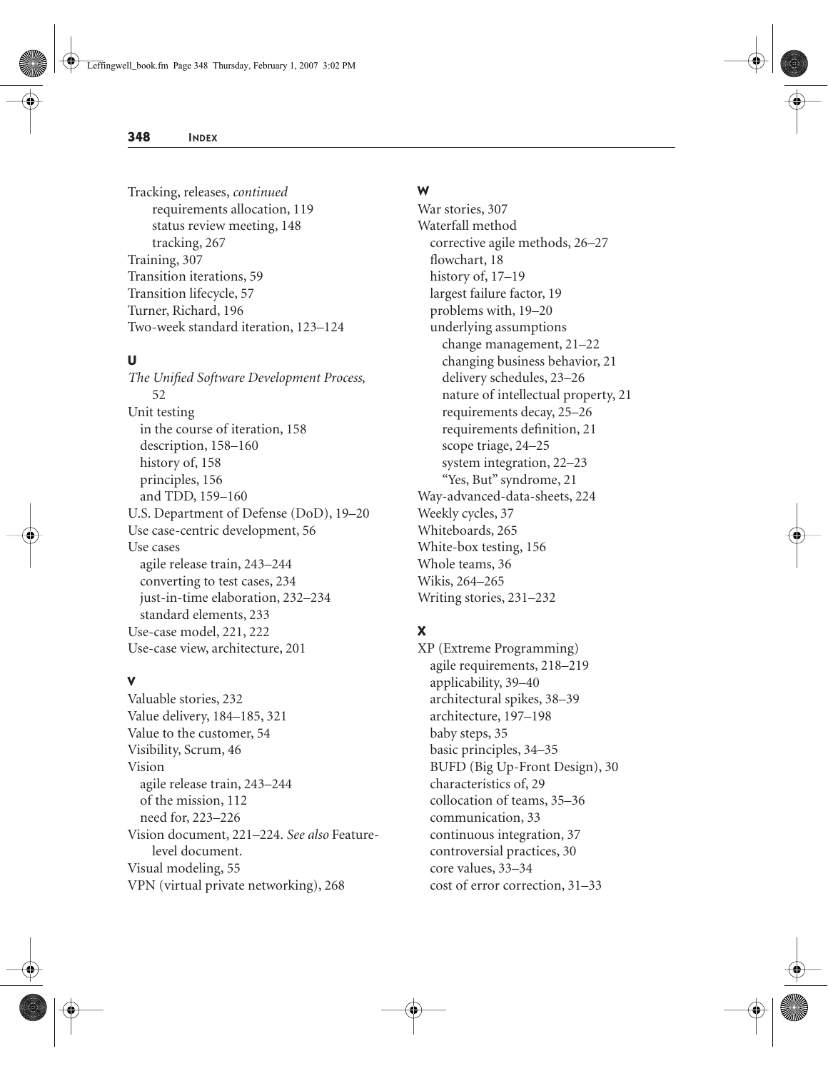Tracking, releases, *continued*
- requirements allocation, 119
- status review meeting, 148
- tracking, 267

Training, 307
Transition iterations, 59
Transition lifecycle, 57
Turner, Richard, 196
Two-week standard iteration, 123–124

## U

*The Unified Software Development Process*, 52
Unit testing
- in the course of iteration, 158
- description, 158–160
- history of, 158
- principles, 156
- and TDD, 159–160

U.S. Department of Defense (DoD), 19–20
Use case-centric development, 56
Use cases
- agile release train, 243–244
- converting to test cases, 234
- just-in-time elaboration, 232–234
- standard elements, 233

Use-case model, 221, 222
Use-case view, architecture, 201

## V

Valuable stories, 232
Value delivery, 184–185, 321
Value to the customer, 54
Visibility, Scrum, 46
Vision
- agile release train, 243–244
- of the mission, 112
- need for, 223–226

Vision document, 221–224. *See also* Feature-level document.
Visual modeling, 55
VPN (virtual private networking), 268

## W

War stories, 307
Waterfall method
- corrective agile methods, 26–27
- flowchart, 18
- history of, 17–19
- largest failure factor, 19
- problems with, 19–20
- underlying assumptions
  - change management, 21–22
  - changing business behavior, 21
  - delivery schedules, 23–26
  - nature of intellectual property, 21
  - requirements decay, 25–26
  - requirements definition, 21
  - scope triage, 24–25
  - system integration, 22–23
  - "Yes, But" syndrome, 21

Way-advanced-data-sheets, 224
Weekly cycles, 37
Whiteboards, 265
White-box testing, 156
Whole teams, 36
Wikis, 264–265
Writing stories, 231–232

## X

XP (Extreme Programming)
- agile requirements, 218–219
- applicability, 39–40
- architectural spikes, 38–39
- architecture, 197–198
- baby steps, 35
- basic principles, 34–35
- BUFD (Big Up-Front Design), 30
- characteristics of, 29
- collocation of teams, 35–36
- communication, 33
- continuous integration, 37
- controversial practices, 30
- core values, 33–34
- cost of error correction, 31–33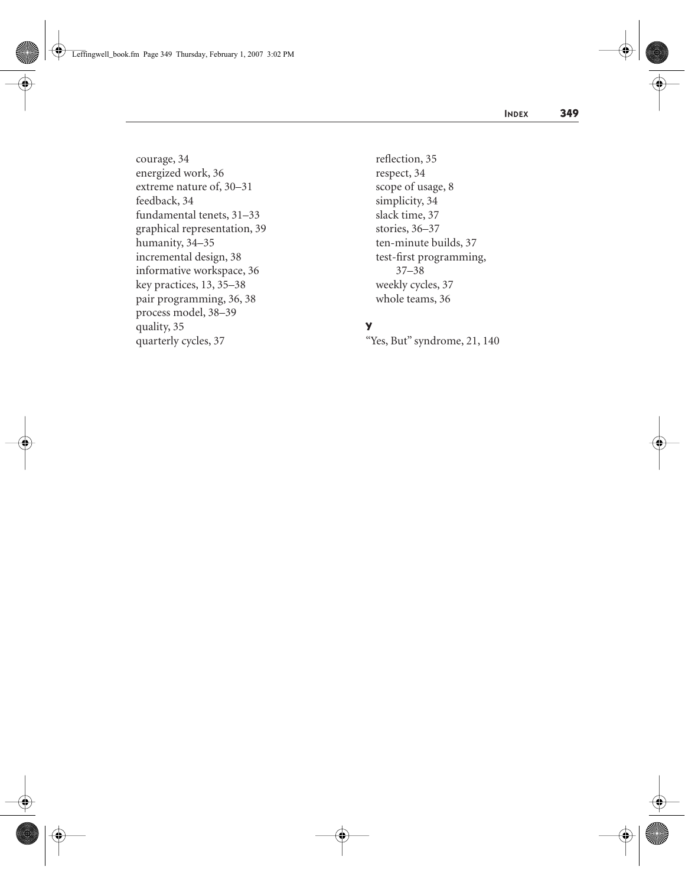courage, 34
energized work, 36
extreme nature of, 30–31
feedback, 34
fundamental tenets, 31–33
graphical representation, 39
humanity, 34–35
incremental design, 38
informative workspace, 36
key practices, 13, 35–38
pair programming, 36, 38
process model, 38–39
quality, 35
quarterly cycles, 37
reflection, 35
respect, 34
scope of usage, 8
simplicity, 34
slack time, 37
stories, 36–37
ten-minute builds, 37
test-first programming, 37–38
weekly cycles, 37
whole teams, 36

## Y

"Yes, But" syndrome, 21, 140